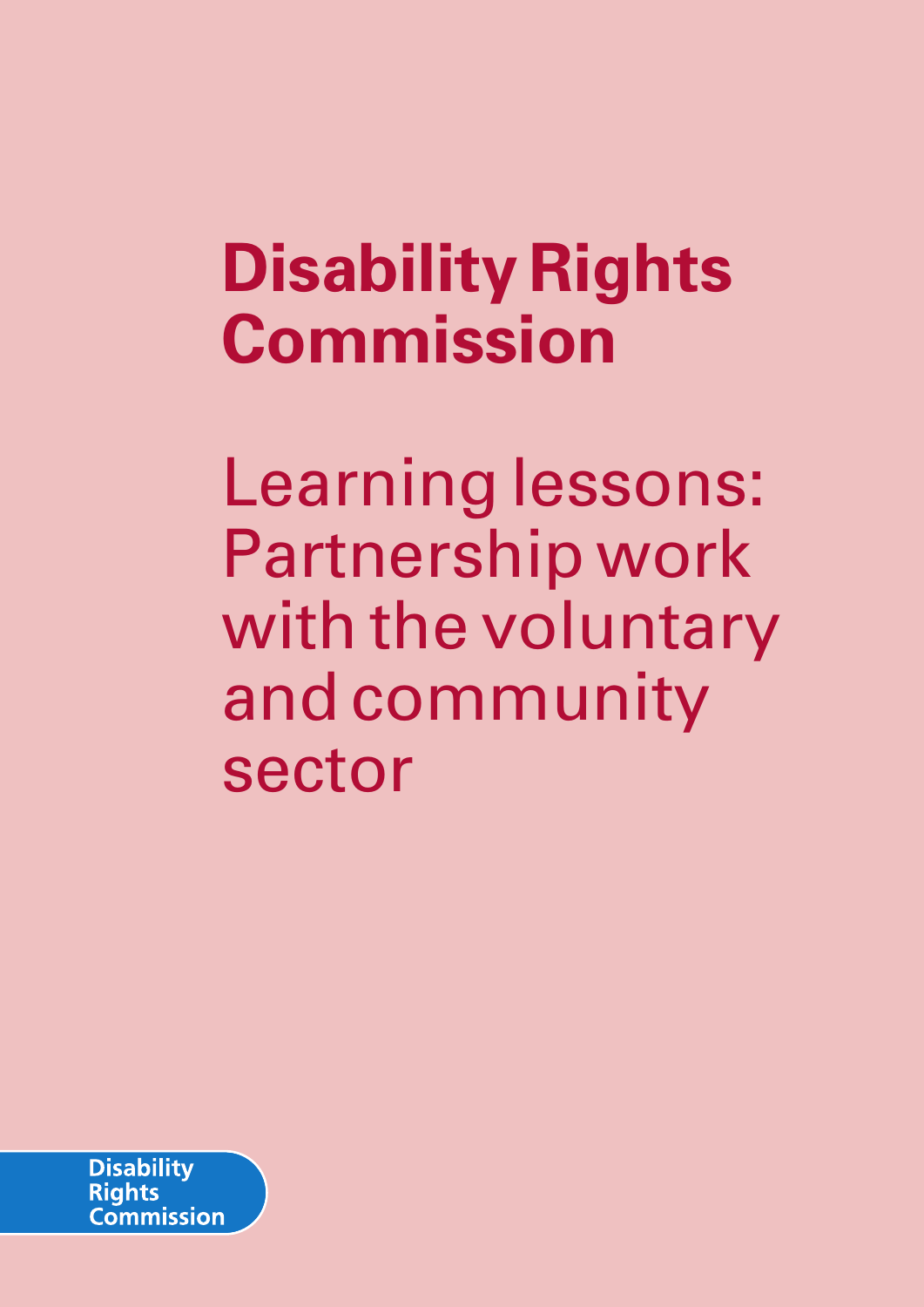# Disability Rights Commission

## Learning lessons: Partnership work with the voluntary and community sector

Disability Rights Commission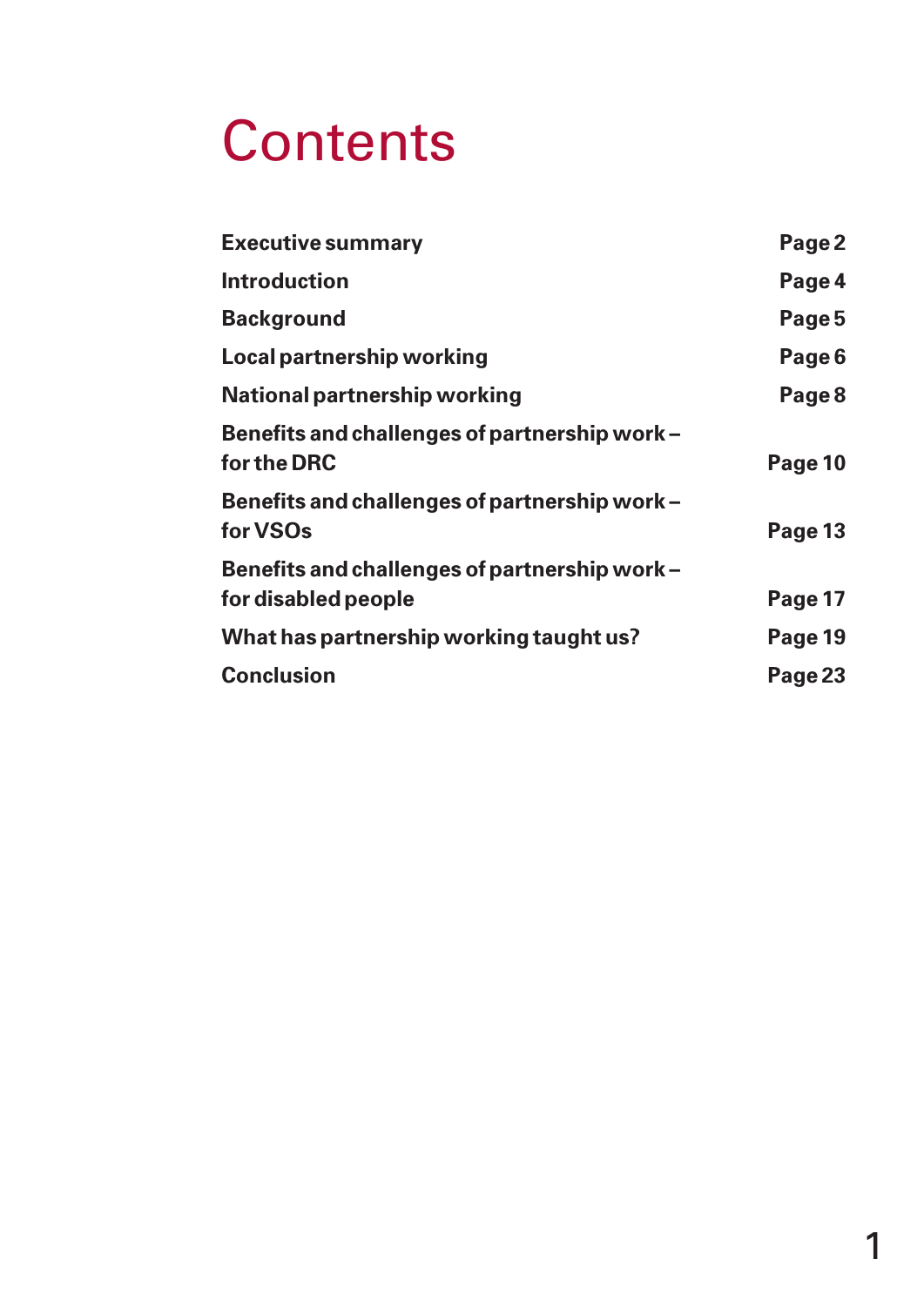# Contents

| | |
|---|---|
| **Executive summary** | **Page 2** |
| **Introduction** | **Page 4** |
| **Background** | **Page 5** |
| **Local partnership working** | **Page 6** |
| **National partnership working** | **Page 8** |
| **Benefits and challenges of partnership work – for the DRC** | **Page 10** |
| **Benefits and challenges of partnership work – for VSOs** | **Page 13** |
| **Benefits and challenges of partnership work – for disabled people** | **Page 17** |
| **What has partnership working taught us?** | **Page 19** |
| **Conclusion** | **Page 23** |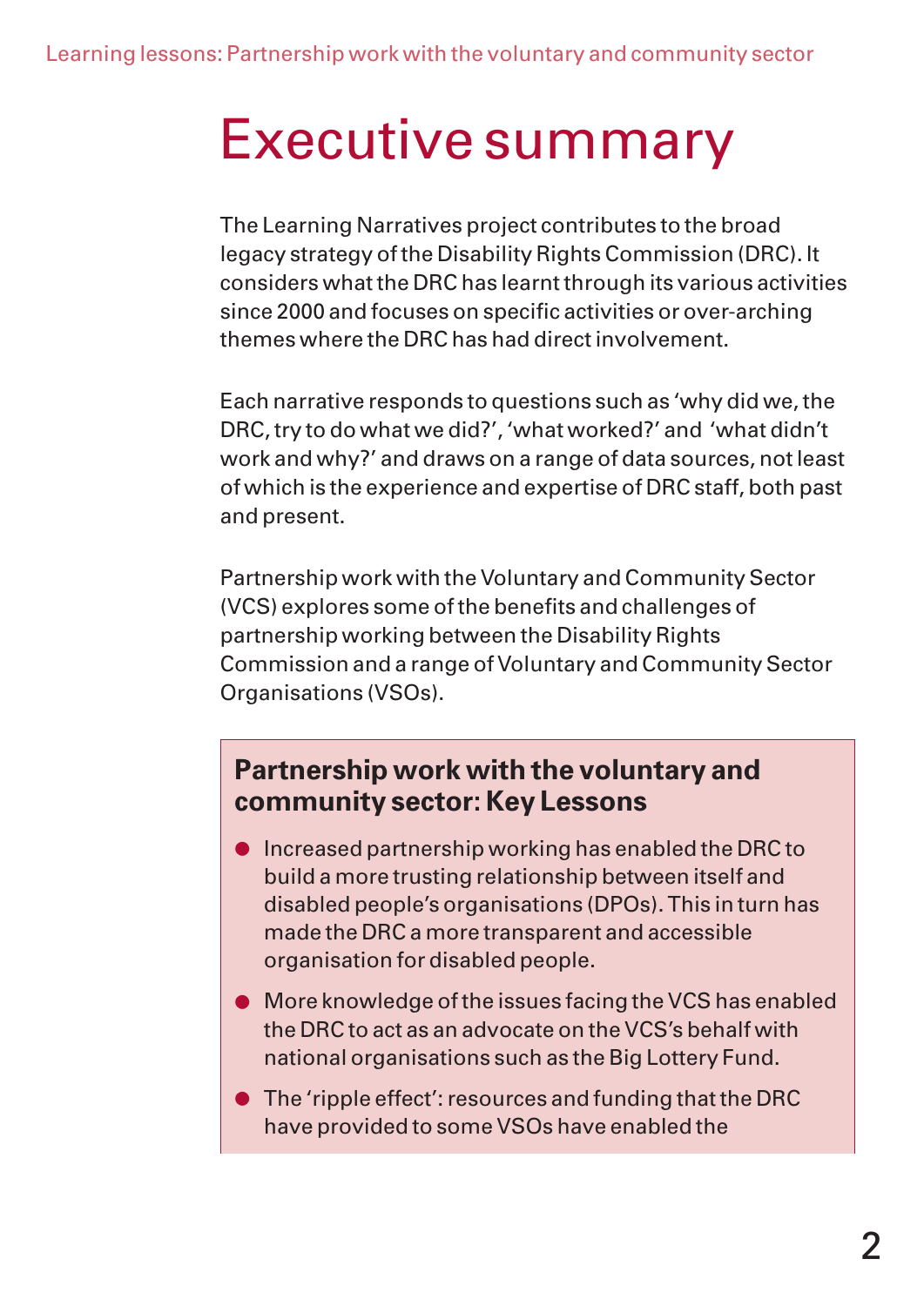# Executive summary

The Learning Narratives project contributes to the broad legacy strategy of the Disability Rights Commission (DRC). It considers what the DRC has learnt through its various activities since 2000 and focuses on specific activities or over-arching themes where the DRC has had direct involvement.

Each narrative responds to questions such as 'why did we, the DRC, try to do what we did?', 'what worked?' and 'what didn't work and why?' and draws on a range of data sources, not least of which is the experience and expertise of DRC staff, both past and present.

Partnership work with the Voluntary and Community Sector (VCS) explores some of the benefits and challenges of partnership working between the Disability Rights Commission and a range of Voluntary and Community Sector Organisations (VSOs).

## Partnership work with the voluntary and community sector: Key Lessons

- Increased partnership working has enabled the DRC to build a more trusting relationship between itself and disabled people's organisations (DPOs). This in turn has made the DRC a more transparent and accessible organisation for disabled people.
- More knowledge of the issues facing the VCS has enabled the DRC to act as an advocate on the VCS's behalf with national organisations such as the Big Lottery Fund.
- The 'ripple effect': resources and funding that the DRC have provided to some VSOs have enabled the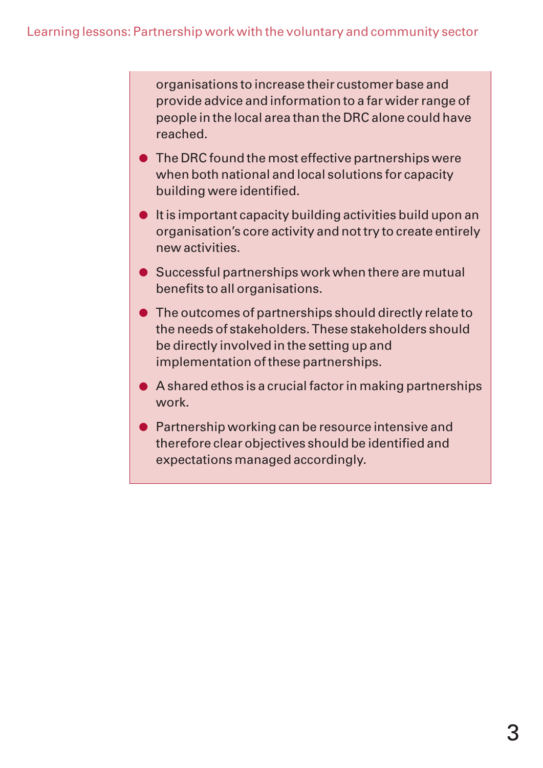organisations to increase their customer base and provide advice and information to a far wider range of people in the local area than the DRC alone could have reached.

- The DRC found the most effective partnerships were when both national and local solutions for capacity building were identified.
- It is important capacity building activities build upon an organisation's core activity and not try to create entirely new activities.
- Successful partnerships work when there are mutual benefits to all organisations.
- The outcomes of partnerships should directly relate to the needs of stakeholders. These stakeholders should be directly involved in the setting up and implementation of these partnerships.
- A shared ethos is a crucial factor in making partnerships work.
- Partnership working can be resource intensive and therefore clear objectives should be identified and expectations managed accordingly.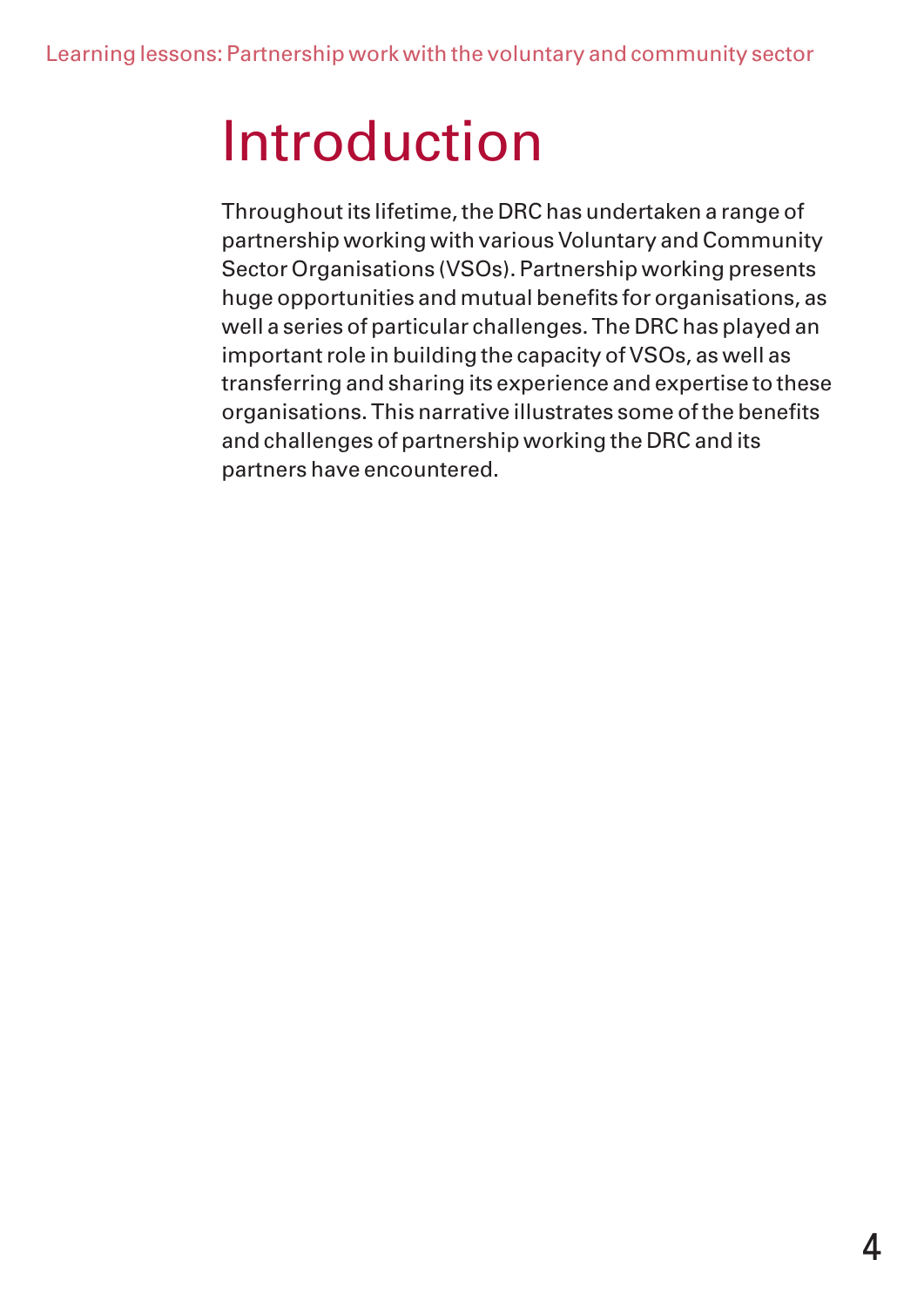# Introduction

Throughout its lifetime, the DRC has undertaken a range of partnership working with various Voluntary and Community Sector Organisations (VSOs). Partnership working presents huge opportunities and mutual benefits for organisations, as well a series of particular challenges. The DRC has played an important role in building the capacity of VSOs, as well as transferring and sharing its experience and expertise to these organisations. This narrative illustrates some of the benefits and challenges of partnership working the DRC and its partners have encountered.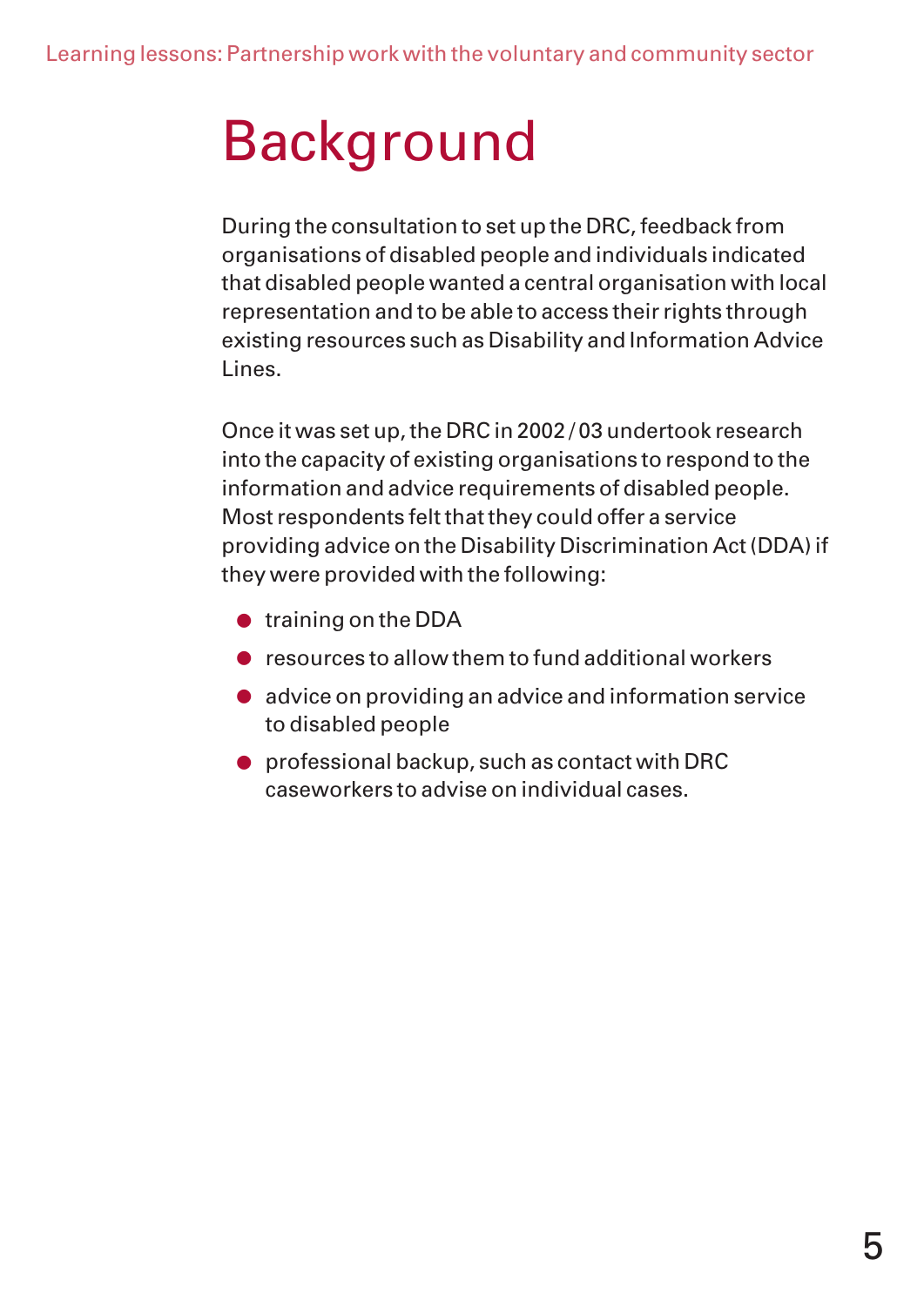# Background

During the consultation to set up the DRC, feedback from organisations of disabled people and individuals indicated that disabled people wanted a central organisation with local representation and to be able to access their rights through existing resources such as Disability and Information Advice Lines.

Once it was set up, the DRC in 2002 / 03 undertook research into the capacity of existing organisations to respond to the information and advice requirements of disabled people. Most respondents felt that they could offer a service providing advice on the Disability Discrimination Act (DDA) if they were provided with the following:

- training on the DDA
- resources to allow them to fund additional workers
- advice on providing an advice and information service to disabled people
- professional backup, such as contact with DRC caseworkers to advise on individual cases.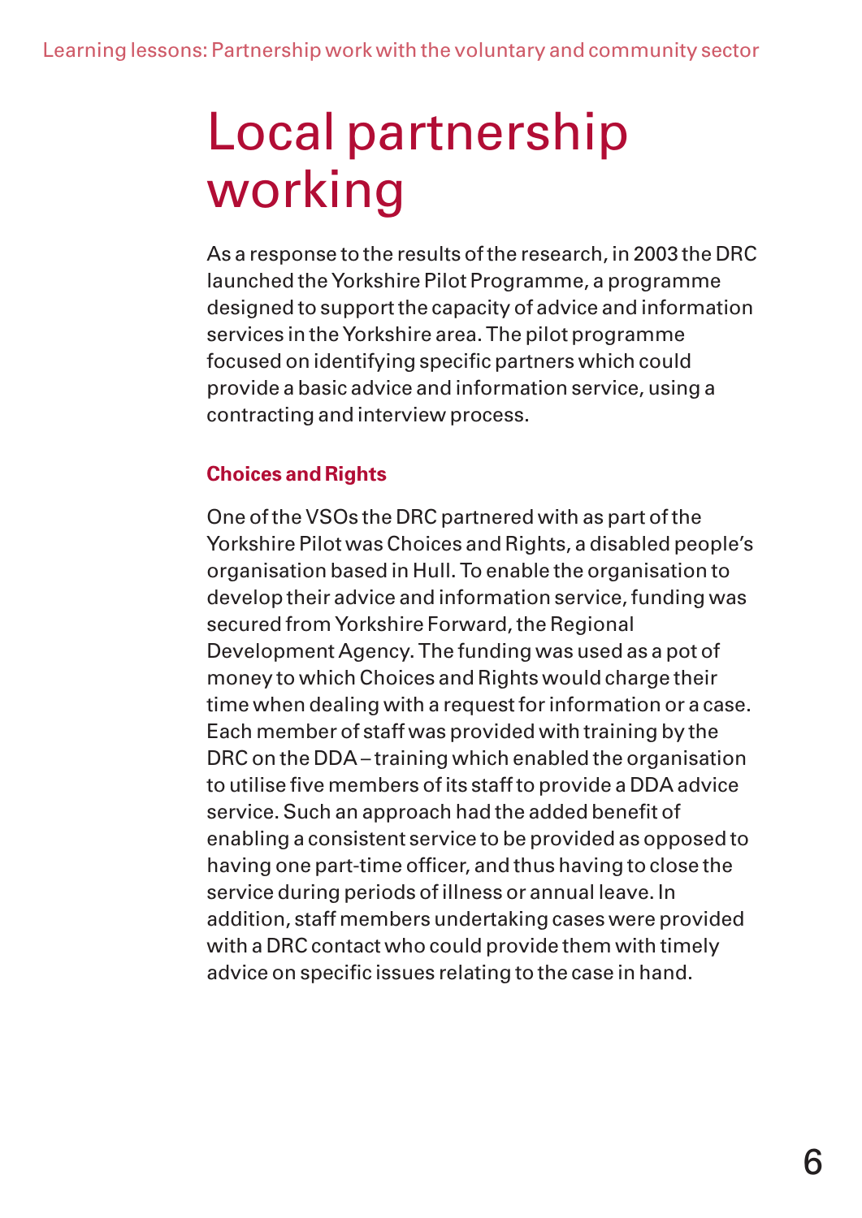# Local partnership working

As a response to the results of the research, in 2003 the DRC launched the Yorkshire Pilot Programme, a programme designed to support the capacity of advice and information services in the Yorkshire area. The pilot programme focused on identifying specific partners which could provide a basic advice and information service, using a contracting and interview process.

### Choices and Rights

One of the VSOs the DRC partnered with as part of the Yorkshire Pilot was Choices and Rights, a disabled people's organisation based in Hull. To enable the organisation to develop their advice and information service, funding was secured from Yorkshire Forward, the Regional Development Agency. The funding was used as a pot of money to which Choices and Rights would charge their time when dealing with a request for information or a case. Each member of staff was provided with training by the DRC on the DDA – training which enabled the organisation to utilise five members of its staff to provide a DDA advice service. Such an approach had the added benefit of enabling a consistent service to be provided as opposed to having one part-time officer, and thus having to close the service during periods of illness or annual leave. In addition, staff members undertaking cases were provided with a DRC contact who could provide them with timely advice on specific issues relating to the case in hand.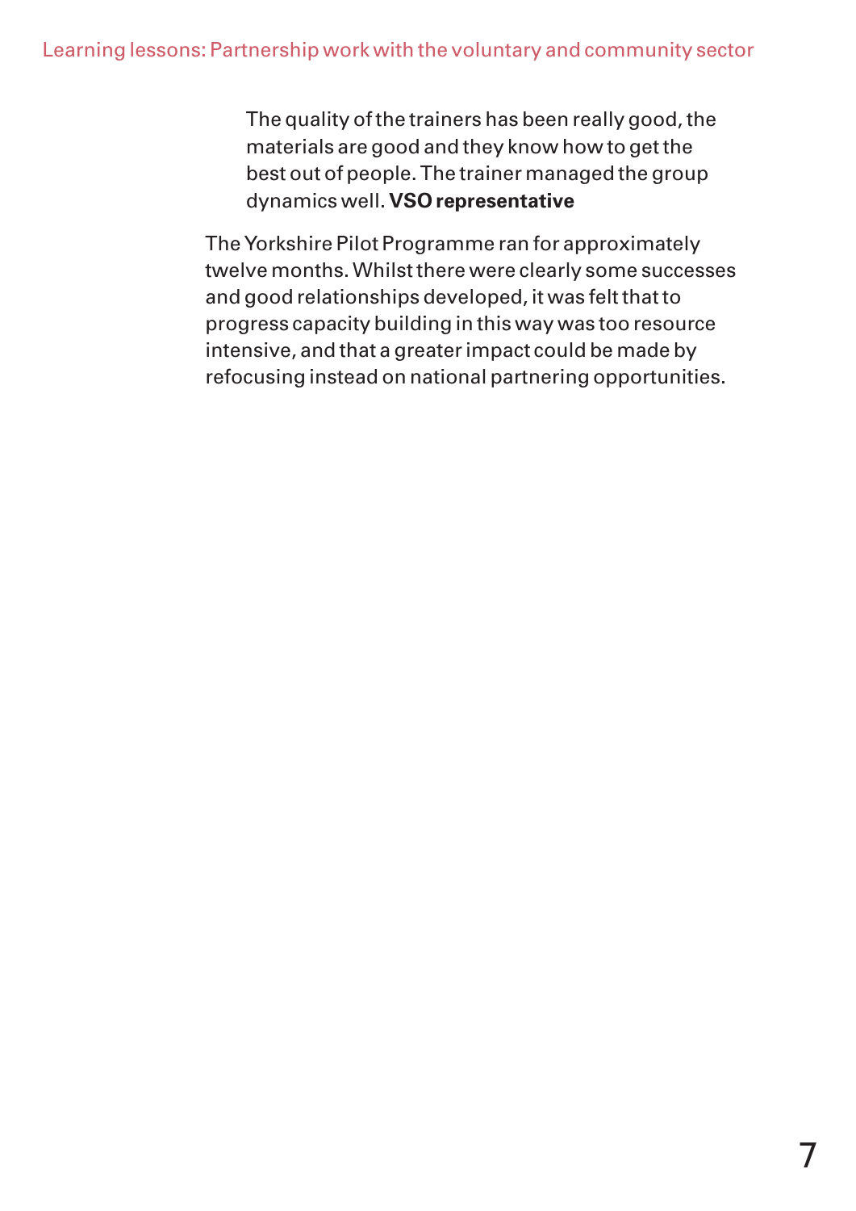> The quality of the trainers has been really good, the materials are good and they know how to get the best out of people. The trainer managed the group dynamics well. **VSO representative**

The Yorkshire Pilot Programme ran for approximately twelve months. Whilst there were clearly some successes and good relationships developed, it was felt that to progress capacity building in this way was too resource intensive, and that a greater impact could be made by refocusing instead on national partnering opportunities.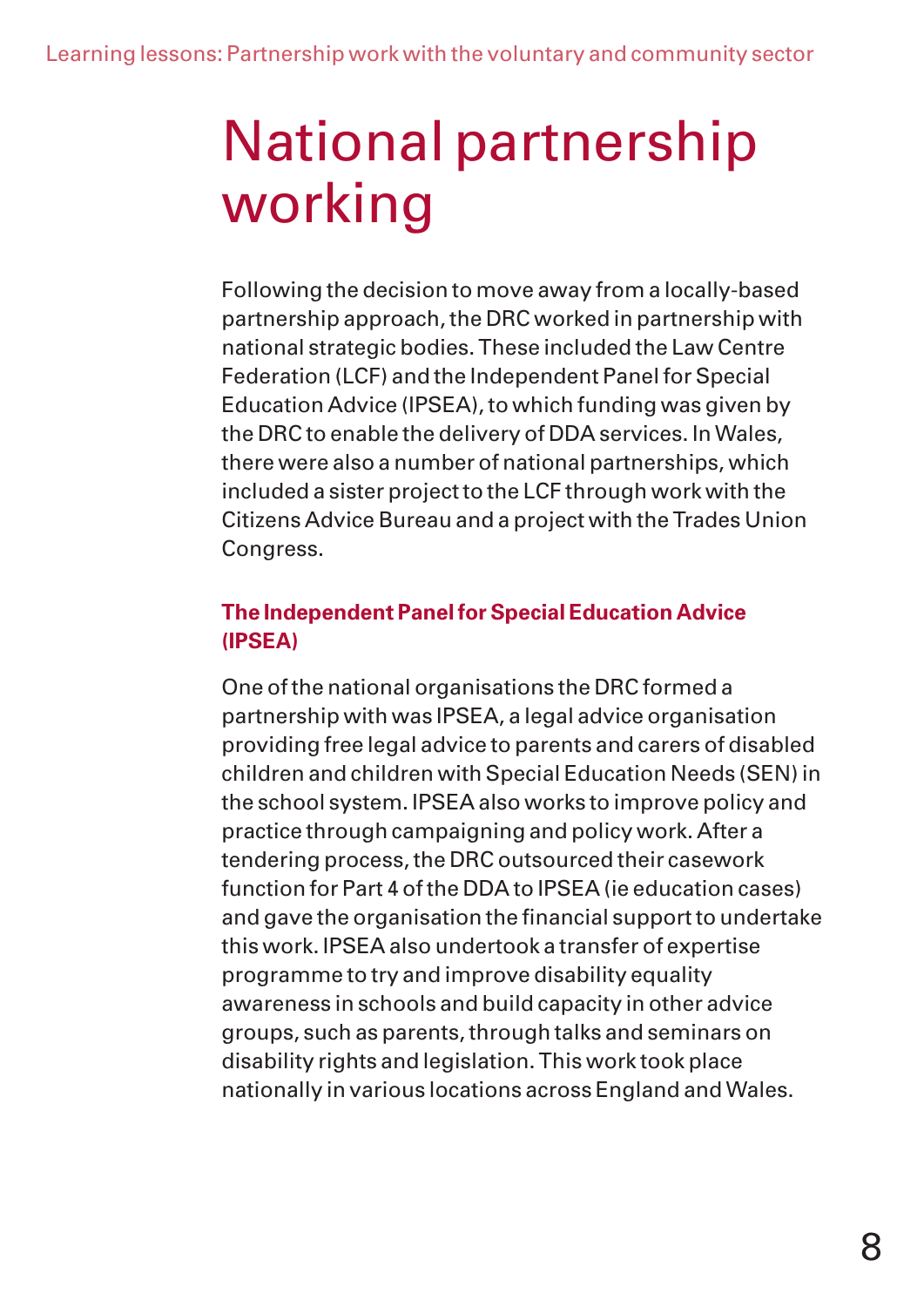# National partnership working

Following the decision to move away from a locally-based partnership approach, the DRC worked in partnership with national strategic bodies. These included the Law Centre Federation (LCF) and the Independent Panel for Special Education Advice (IPSEA), to which funding was given by the DRC to enable the delivery of DDA services. In Wales, there were also a number of national partnerships, which included a sister project to the LCF through work with the Citizens Advice Bureau and a project with the Trades Union Congress.

## The Independent Panel for Special Education Advice (IPSEA)

One of the national organisations the DRC formed a partnership with was IPSEA, a legal advice organisation providing free legal advice to parents and carers of disabled children and children with Special Education Needs (SEN) in the school system. IPSEA also works to improve policy and practice through campaigning and policy work. After a tendering process, the DRC outsourced their casework function for Part 4 of the DDA to IPSEA (ie education cases) and gave the organisation the financial support to undertake this work. IPSEA also undertook a transfer of expertise programme to try and improve disability equality awareness in schools and build capacity in other advice groups, such as parents, through talks and seminars on disability rights and legislation. This work took place nationally in various locations across England and Wales.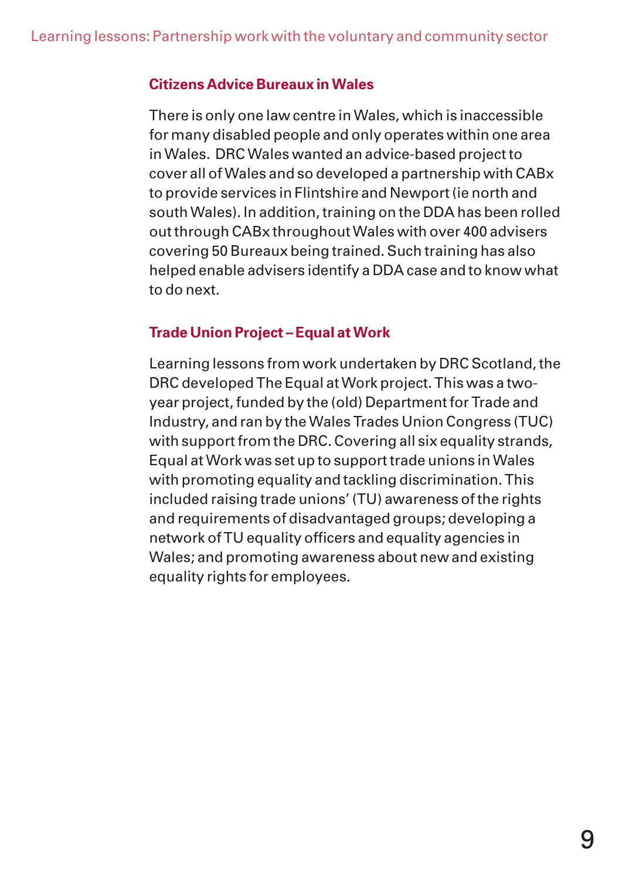### Citizens Advice Bureaux in Wales

There is only one law centre in Wales, which is inaccessible for many disabled people and only operates within one area in Wales. DRC Wales wanted an advice-based project to cover all of Wales and so developed a partnership with CABx to provide services in Flintshire and Newport (ie north and south Wales). In addition, training on the DDA has been rolled out through CABx throughout Wales with over 400 advisers covering 50 Bureaux being trained. Such training has also helped enable advisers identify a DDA case and to know what to do next.

### Trade Union Project – Equal at Work

Learning lessons from work undertaken by DRC Scotland, the DRC developed The Equal at Work project. This was a two-year project, funded by the (old) Department for Trade and Industry, and ran by the Wales Trades Union Congress (TUC) with support from the DRC. Covering all six equality strands, Equal at Work was set up to support trade unions in Wales with promoting equality and tackling discrimination. This included raising trade unions' (TU) awareness of the rights and requirements of disadvantaged groups; developing a network of TU equality officers and equality agencies in Wales; and promoting awareness about new and existing equality rights for employees.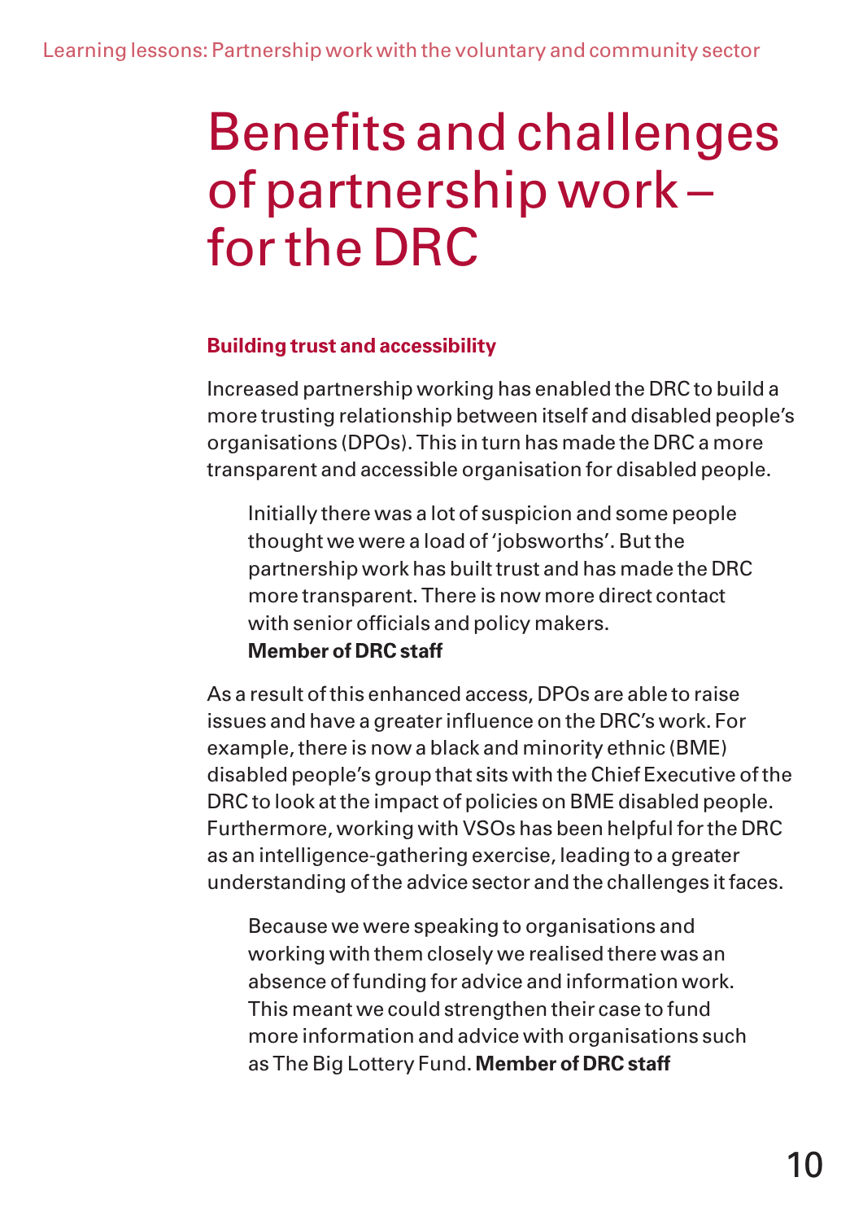# Benefits and challenges of partnership work – for the DRC

### Building trust and accessibility

Increased partnership working has enabled the DRC to build a more trusting relationship between itself and disabled people's organisations (DPOs). This in turn has made the DRC a more transparent and accessible organisation for disabled people.

> Initially there was a lot of suspicion and some people thought we were a load of 'jobsworths'. But the partnership work has built trust and has made the DRC more transparent. There is now more direct contact with senior officials and policy makers.
> **Member of DRC staff**

As a result of this enhanced access, DPOs are able to raise issues and have a greater influence on the DRC's work. For example, there is now a black and minority ethnic (BME) disabled people's group that sits with the Chief Executive of the DRC to look at the impact of policies on BME disabled people. Furthermore, working with VSOs has been helpful for the DRC as an intelligence-gathering exercise, leading to a greater understanding of the advice sector and the challenges it faces.

> Because we were speaking to organisations and working with them closely we realised there was an absence of funding for advice and information work. This meant we could strengthen their case to fund more information and advice with organisations such as The Big Lottery Fund. **Member of DRC staff**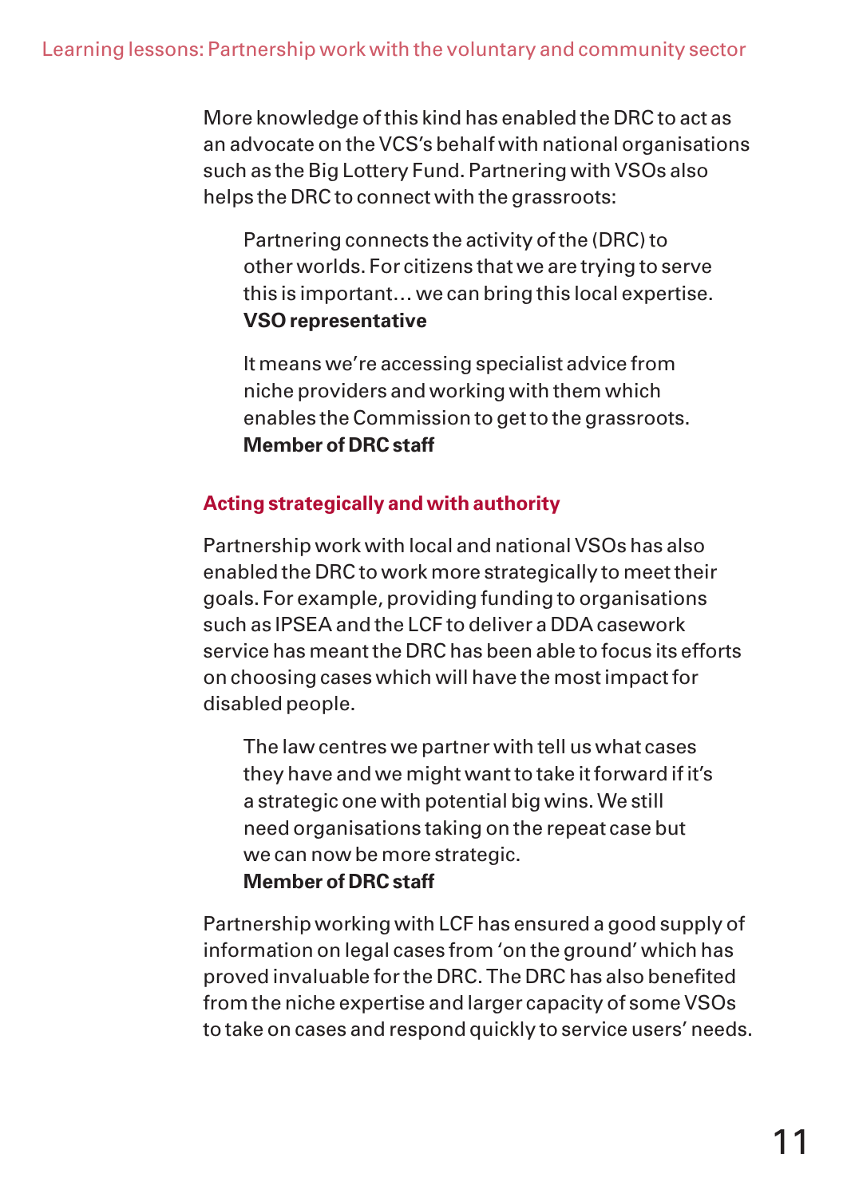More knowledge of this kind has enabled the DRC to act as an advocate on the VCS's behalf with national organisations such as the Big Lottery Fund. Partnering with VSOs also helps the DRC to connect with the grassroots:

> Partnering connects the activity of the (DRC) to other worlds. For citizens that we are trying to serve this is important… we can bring this local expertise.
> **VSO representative**

> It means we're accessing specialist advice from niche providers and working with them which enables the Commission to get to the grassroots.
> **Member of DRC staff**

## Acting strategically and with authority

Partnership work with local and national VSOs has also enabled the DRC to work more strategically to meet their goals. For example, providing funding to organisations such as IPSEA and the LCF to deliver a DDA casework service has meant the DRC has been able to focus its efforts on choosing cases which will have the most impact for disabled people.

> The law centres we partner with tell us what cases they have and we might want to take it forward if it's a strategic one with potential big wins. We still need organisations taking on the repeat case but we can now be more strategic.
> **Member of DRC staff**

Partnership working with LCF has ensured a good supply of information on legal cases from 'on the ground' which has proved invaluable for the DRC. The DRC has also benefited from the niche expertise and larger capacity of some VSOs to take on cases and respond quickly to service users' needs.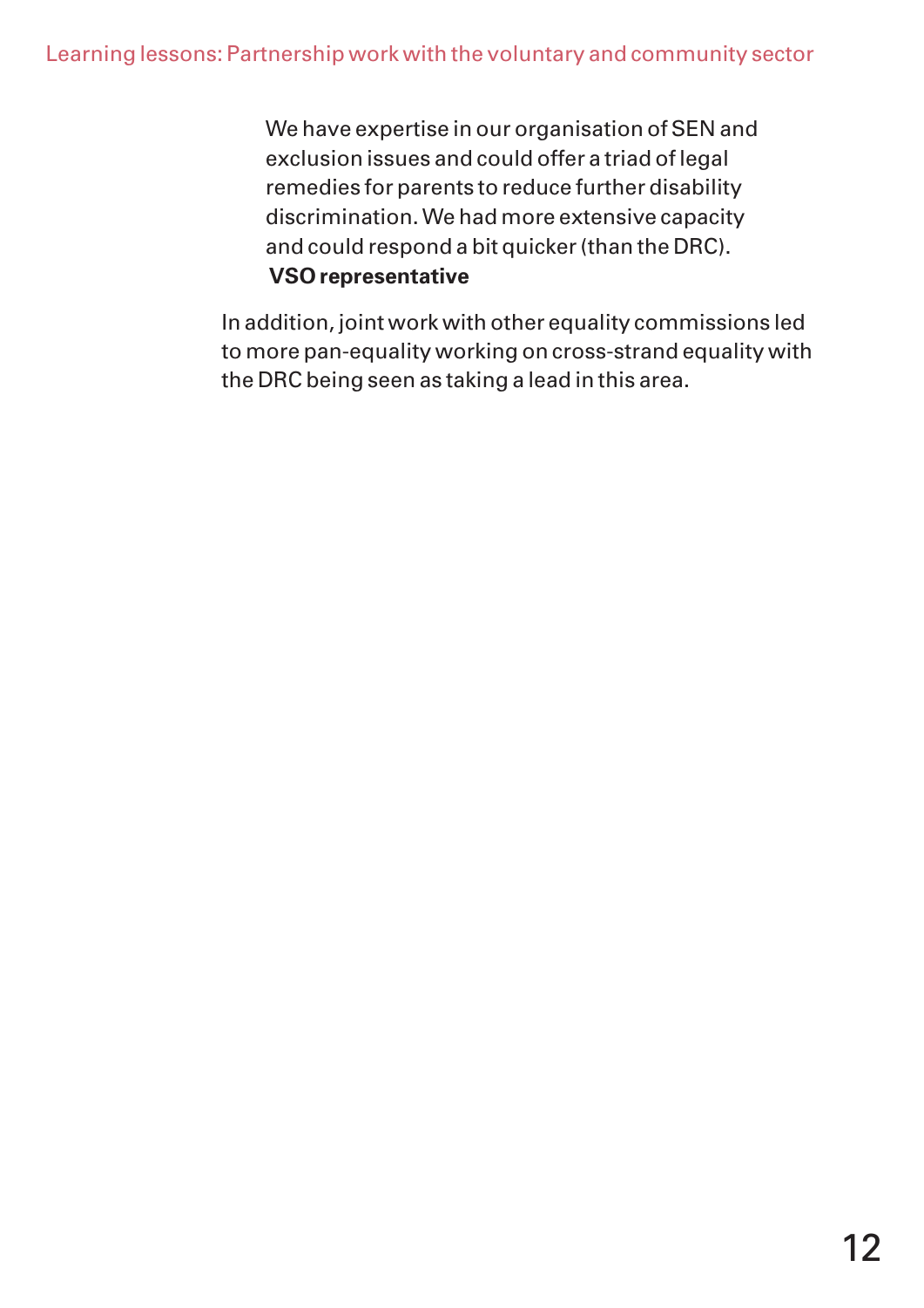> We have expertise in our organisation of SEN and exclusion issues and could offer a triad of legal remedies for parents to reduce further disability discrimination. We had more extensive capacity and could respond a bit quicker (than the DRC).
> **VSO representative**

In addition, joint work with other equality commissions led to more pan-equality working on cross-strand equality with the DRC being seen as taking a lead in this area.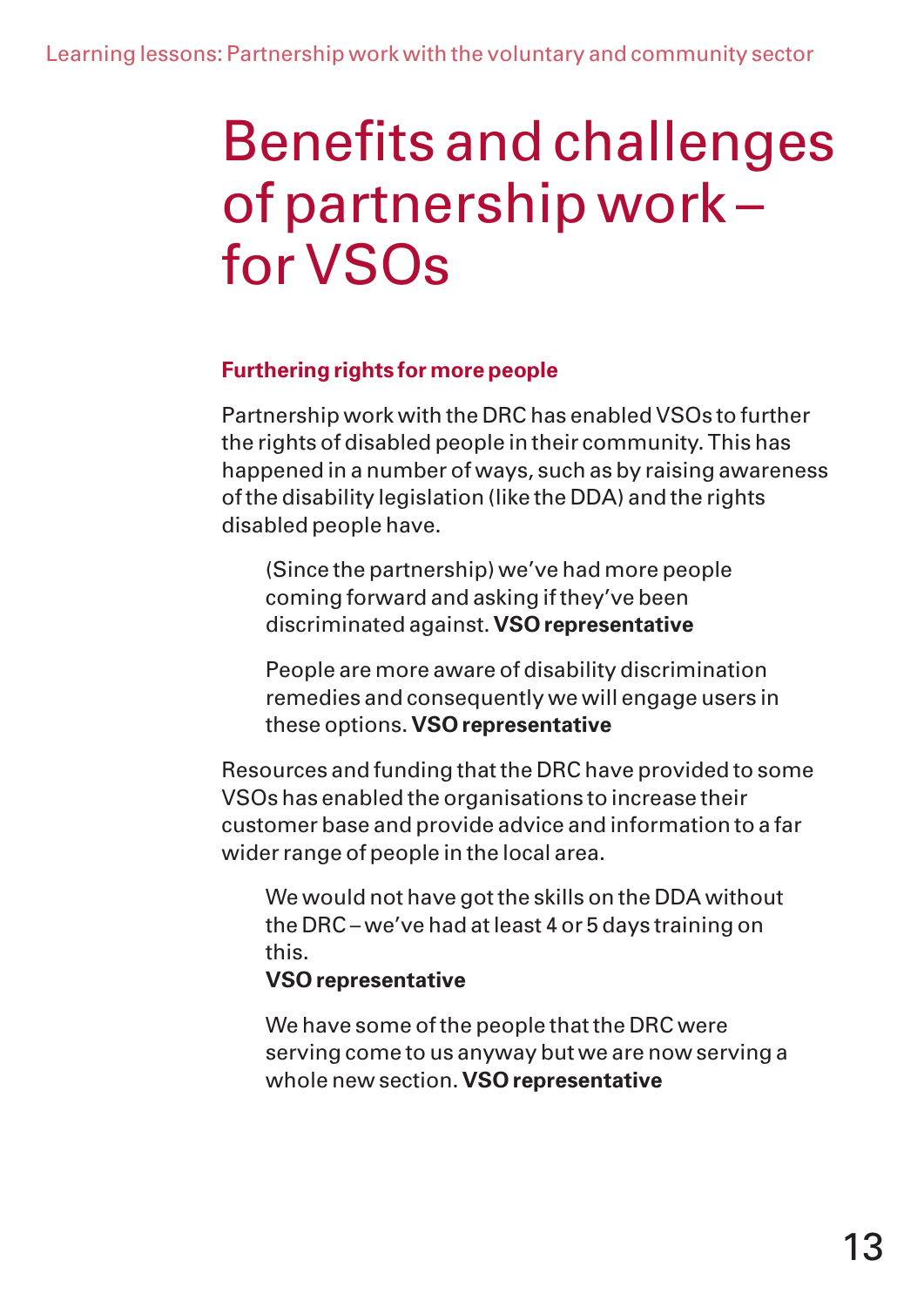# Benefits and challenges of partnership work – for VSOs

### Furthering rights for more people

Partnership work with the DRC has enabled VSOs to further the rights of disabled people in their community. This has happened in a number of ways, such as by raising awareness of the disability legislation (like the DDA) and the rights disabled people have.

> (Since the partnership) we've had more people coming forward and asking if they've been discriminated against. **VSO representative**

> People are more aware of disability discrimination remedies and consequently we will engage users in these options. **VSO representative**

Resources and funding that the DRC have provided to some VSOs has enabled the organisations to increase their customer base and provide advice and information to a far wider range of people in the local area.

> We would not have got the skills on the DDA without the DRC – we've had at least 4 or 5 days training on this.
> **VSO representative**

> We have some of the people that the DRC were serving come to us anyway but we are now serving a whole new section. **VSO representative**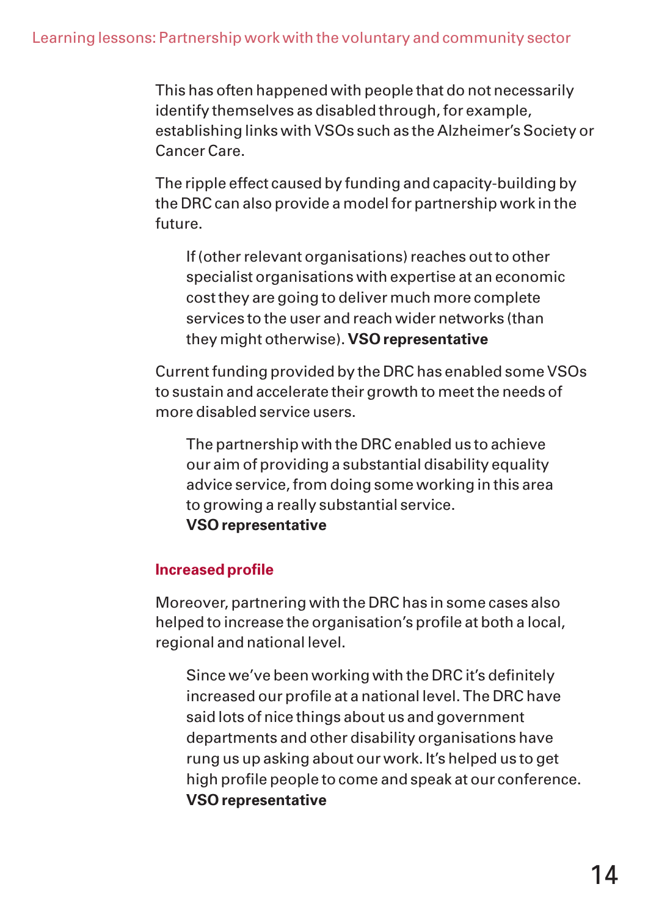This has often happened with people that do not necessarily identify themselves as disabled through, for example, establishing links with VSOs such as the Alzheimer's Society or Cancer Care.

The ripple effect caused by funding and capacity-building by the DRC can also provide a model for partnership work in the future.

> If (other relevant organisations) reaches out to other specialist organisations with expertise at an economic cost they are going to deliver much more complete services to the user and reach wider networks (than they might otherwise). **VSO representative**

Current funding provided by the DRC has enabled some VSOs to sustain and accelerate their growth to meet the needs of more disabled service users.

> The partnership with the DRC enabled us to achieve our aim of providing a substantial disability equality advice service, from doing some working in this area to growing a really substantial service.
> **VSO representative**

### Increased profile

Moreover, partnering with the DRC has in some cases also helped to increase the organisation's profile at both a local, regional and national level.

> Since we've been working with the DRC it's definitely increased our profile at a national level. The DRC have said lots of nice things about us and government departments and other disability organisations have rung us up asking about our work. It's helped us to get high profile people to come and speak at our conference.
> **VSO representative**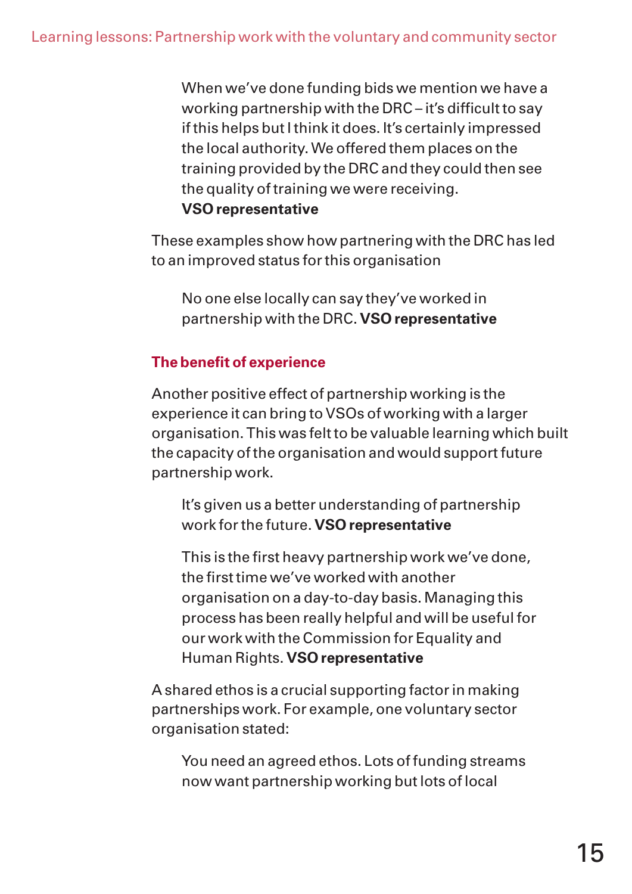> When we've done funding bids we mention we have a working partnership with the DRC – it's difficult to say if this helps but I think it does. It's certainly impressed the local authority. We offered them places on the training provided by the DRC and they could then see the quality of training we were receiving.
> **VSO representative**

These examples show how partnering with the DRC has led to an improved status for this organisation

> No one else locally can say they've worked in partnership with the DRC. **VSO representative**

### The benefit of experience

Another positive effect of partnership working is the experience it can bring to VSOs of working with a larger organisation. This was felt to be valuable learning which built the capacity of the organisation and would support future partnership work.

> It's given us a better understanding of partnership work for the future. **VSO representative**

> This is the first heavy partnership work we've done, the first time we've worked with another organisation on a day-to-day basis. Managing this process has been really helpful and will be useful for our work with the Commission for Equality and Human Rights. **VSO representative**

A shared ethos is a crucial supporting factor in making partnerships work. For example, one voluntary sector organisation stated:

> You need an agreed ethos. Lots of funding streams now want partnership working but lots of local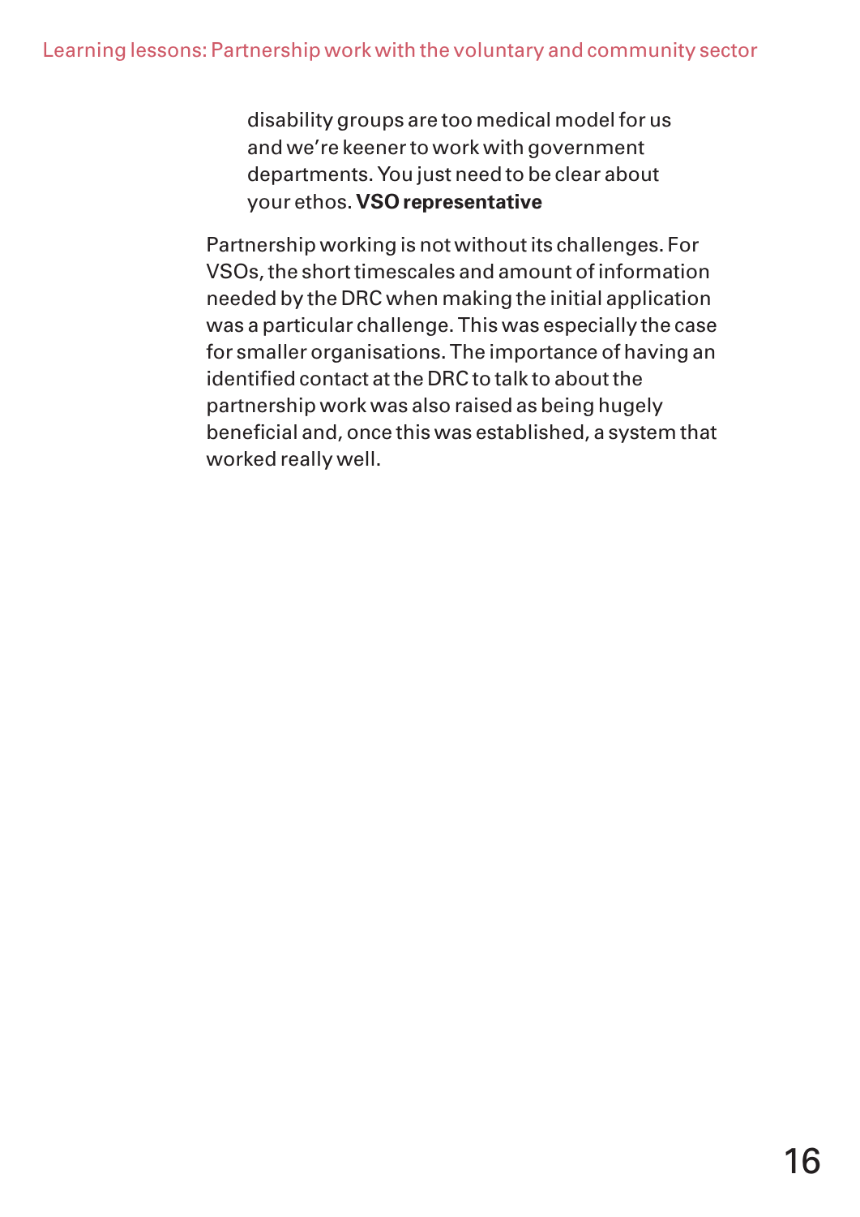> disability groups are too medical model for us and we're keener to work with government departments. You just need to be clear about your ethos. **VSO representative**

Partnership working is not without its challenges. For VSOs, the short timescales and amount of information needed by the DRC when making the initial application was a particular challenge. This was especially the case for smaller organisations. The importance of having an identified contact at the DRC to talk to about the partnership work was also raised as being hugely beneficial and, once this was established, a system that worked really well.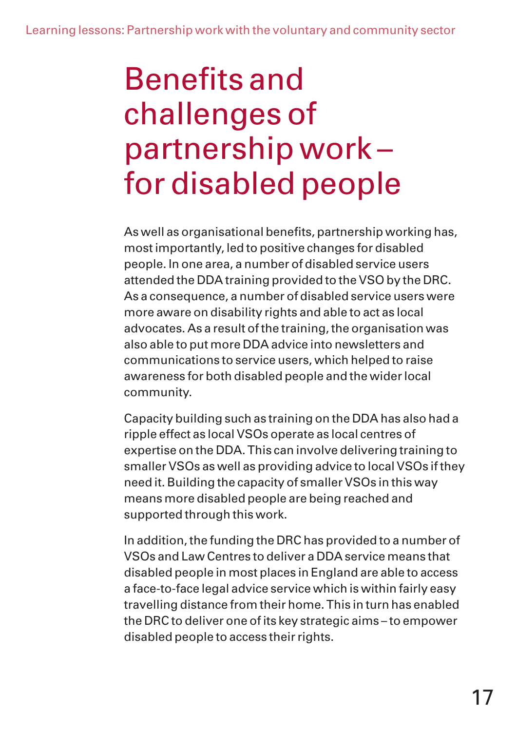# Benefits and challenges of partnership work – for disabled people

As well as organisational benefits, partnership working has, most importantly, led to positive changes for disabled people. In one area, a number of disabled service users attended the DDA training provided to the VSO by the DRC. As a consequence, a number of disabled service users were more aware on disability rights and able to act as local advocates. As a result of the training, the organisation was also able to put more DDA advice into newsletters and communications to service users, which helped to raise awareness for both disabled people and the wider local community.

Capacity building such as training on the DDA has also had a ripple effect as local VSOs operate as local centres of expertise on the DDA. This can involve delivering training to smaller VSOs as well as providing advice to local VSOs if they need it. Building the capacity of smaller VSOs in this way means more disabled people are being reached and supported through this work.

In addition, the funding the DRC has provided to a number of VSOs and Law Centres to deliver a DDA service means that disabled people in most places in England are able to access a face-to-face legal advice service which is within fairly easy travelling distance from their home. This in turn has enabled the DRC to deliver one of its key strategic aims – to empower disabled people to access their rights.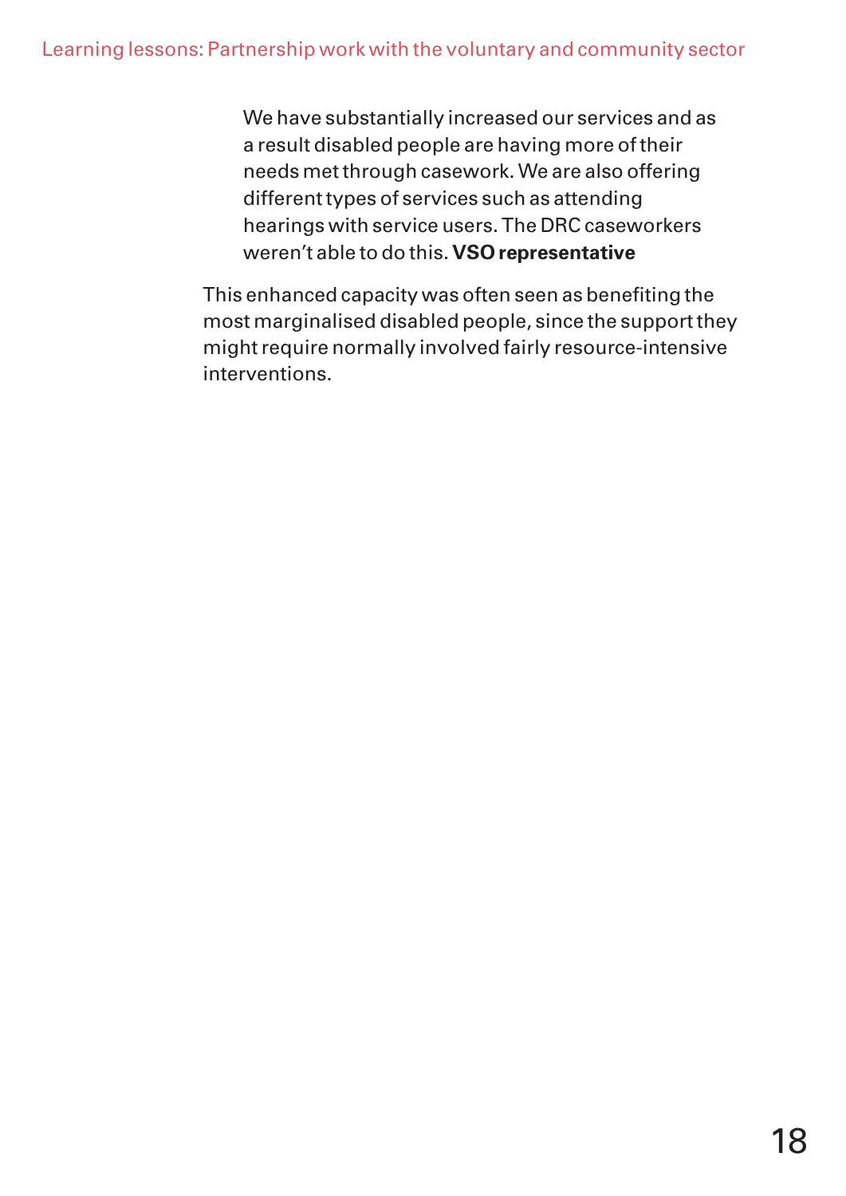> We have substantially increased our services and as a result disabled people are having more of their needs met through casework. We are also offering different types of services such as attending hearings with service users. The DRC caseworkers weren't able to do this. **VSO representative**

This enhanced capacity was often seen as benefiting the most marginalised disabled people, since the support they might require normally involved fairly resource-intensive interventions.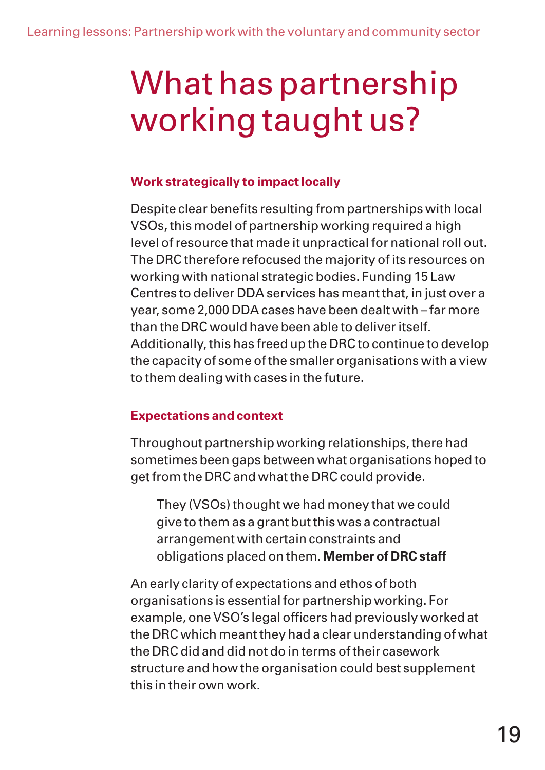# What has partnership working taught us?

### Work strategically to impact locally

Despite clear benefits resulting from partnerships with local VSOs, this model of partnership working required a high level of resource that made it unpractical for national roll out. The DRC therefore refocused the majority of its resources on working with national strategic bodies. Funding 15 Law Centres to deliver DDA services has meant that, in just over a year, some 2,000 DDA cases have been dealt with – far more than the DRC would have been able to deliver itself. Additionally, this has freed up the DRC to continue to develop the capacity of some of the smaller organisations with a view to them dealing with cases in the future.

### Expectations and context

Throughout partnership working relationships, there had sometimes been gaps between what organisations hoped to get from the DRC and what the DRC could provide.

> They (VSOs) thought we had money that we could give to them as a grant but this was a contractual arrangement with certain constraints and obligations placed on them. **Member of DRC staff**

An early clarity of expectations and ethos of both organisations is essential for partnership working. For example, one VSO's legal officers had previously worked at the DRC which meant they had a clear understanding of what the DRC did and did not do in terms of their casework structure and how the organisation could best supplement this in their own work.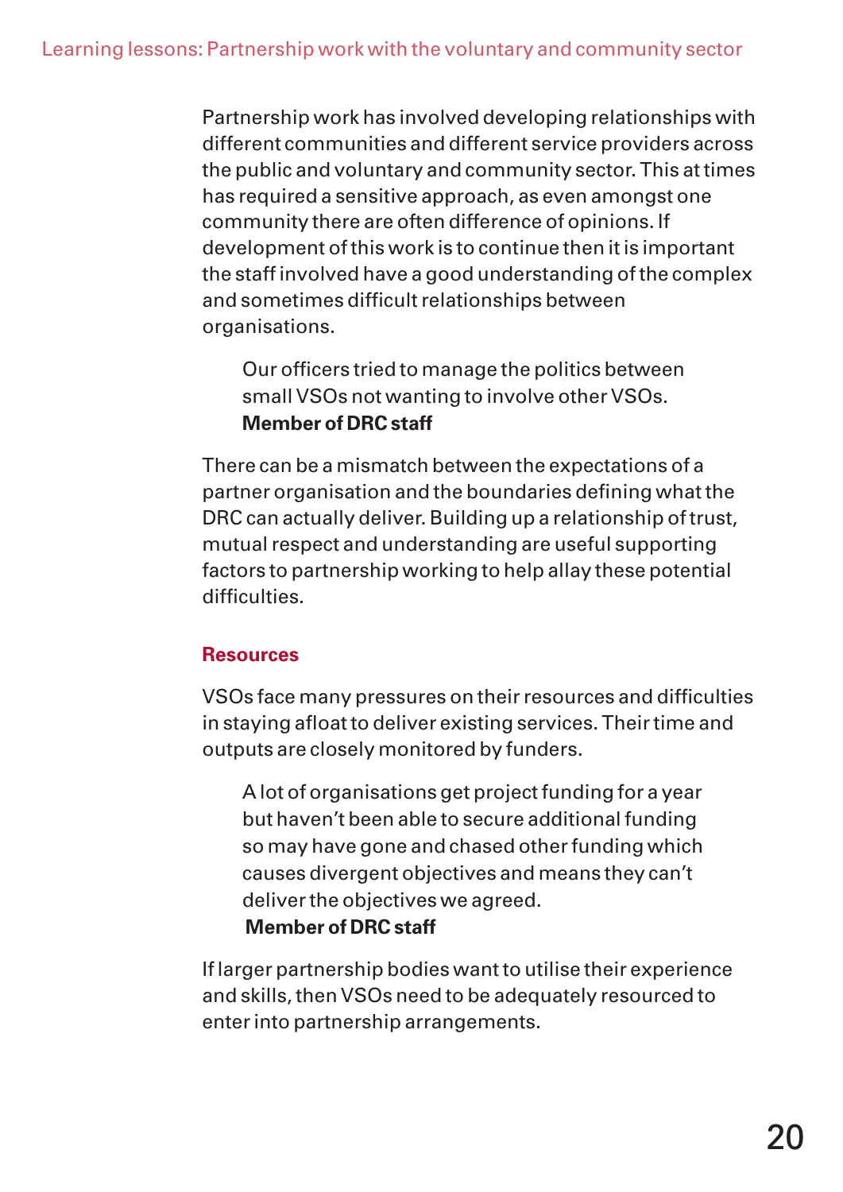Partnership work has involved developing relationships with different communities and different service providers across the public and voluntary and community sector. This at times has required a sensitive approach, as even amongst one community there are often difference of opinions. If development of this work is to continue then it is important the staff involved have a good understanding of the complex and sometimes difficult relationships between organisations.

> Our officers tried to manage the politics between small VSOs not wanting to involve other VSOs.
> **Member of DRC staff**

There can be a mismatch between the expectations of a partner organisation and the boundaries defining what the DRC can actually deliver. Building up a relationship of trust, mutual respect and understanding are useful supporting factors to partnership working to help allay these potential difficulties.

## Resources

VSOs face many pressures on their resources and difficulties in staying afloat to deliver existing services. Their time and outputs are closely monitored by funders.

> A lot of organisations get project funding for a year but haven't been able to secure additional funding so may have gone and chased other funding which causes divergent objectives and means they can't deliver the objectives we agreed.
> **Member of DRC staff**

If larger partnership bodies want to utilise their experience and skills, then VSOs need to be adequately resourced to enter into partnership arrangements.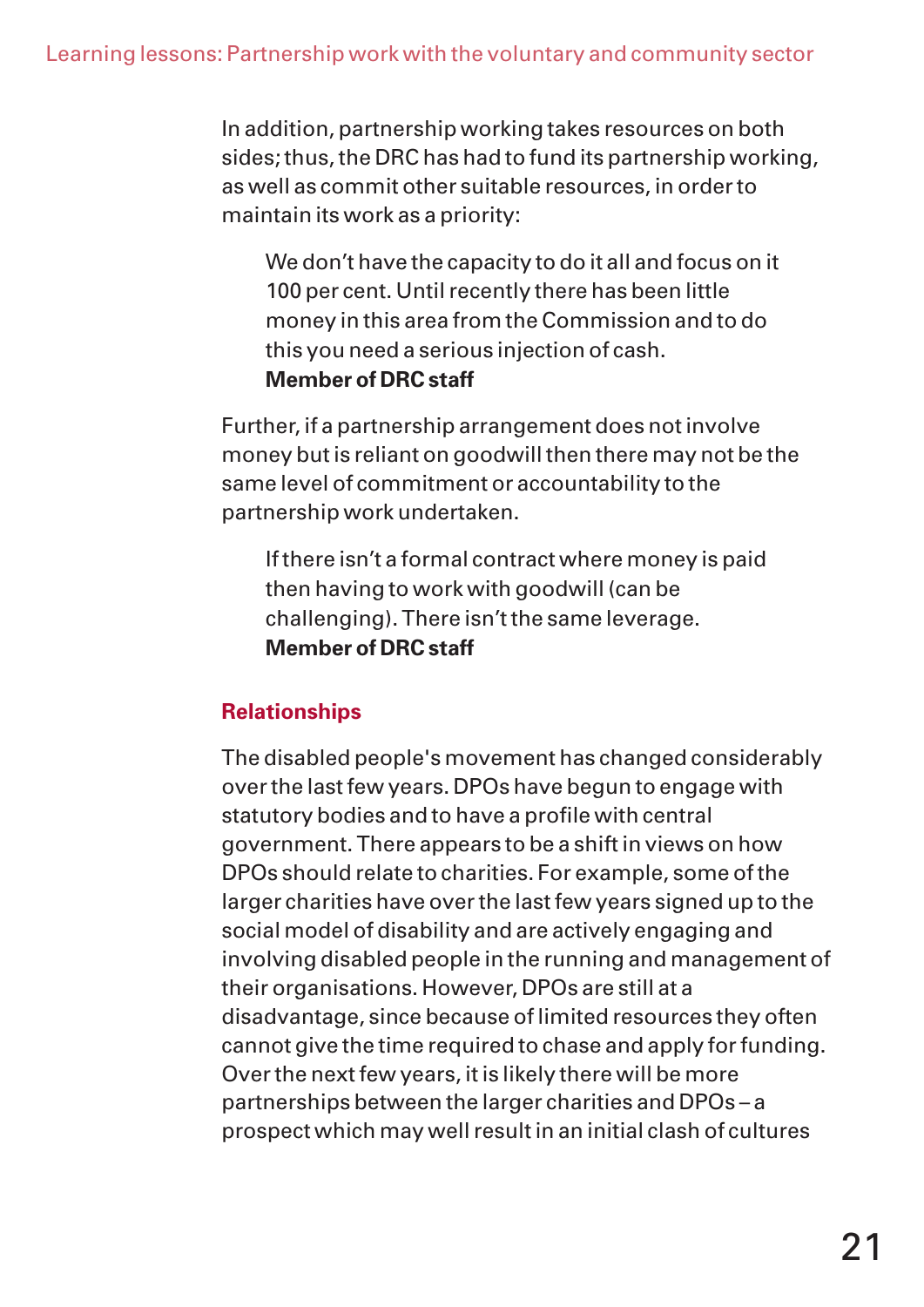In addition, partnership working takes resources on both sides; thus, the DRC has had to fund its partnership working, as well as commit other suitable resources, in order to maintain its work as a priority:

> We don't have the capacity to do it all and focus on it 100 per cent. Until recently there has been little money in this area from the Commission and to do this you need a serious injection of cash.
> **Member of DRC staff**

Further, if a partnership arrangement does not involve money but is reliant on goodwill then there may not be the same level of commitment or accountability to the partnership work undertaken.

> If there isn't a formal contract where money is paid then having to work with goodwill (can be challenging). There isn't the same leverage.
> **Member of DRC staff**

### Relationships

The disabled people's movement has changed considerably over the last few years. DPOs have begun to engage with statutory bodies and to have a profile with central government. There appears to be a shift in views on how DPOs should relate to charities. For example, some of the larger charities have over the last few years signed up to the social model of disability and are actively engaging and involving disabled people in the running and management of their organisations. However, DPOs are still at a disadvantage, since because of limited resources they often cannot give the time required to chase and apply for funding. Over the next few years, it is likely there will be more partnerships between the larger charities and DPOs – a prospect which may well result in an initial clash of cultures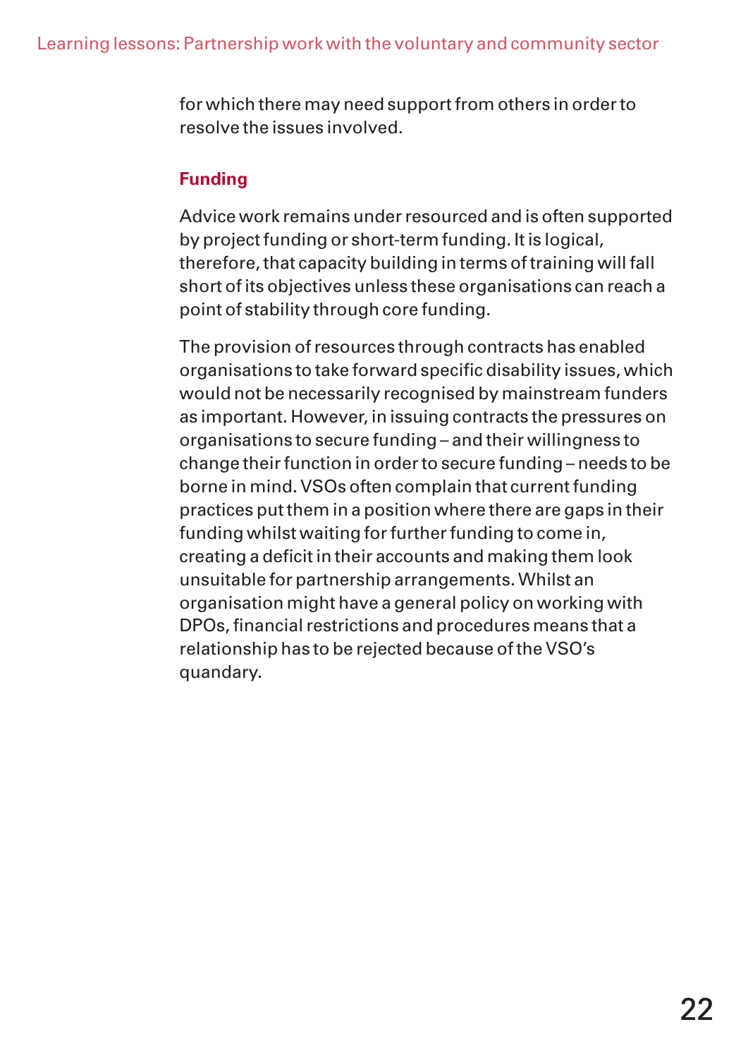for which there may need support from others in order to resolve the issues involved.

### Funding

Advice work remains under resourced and is often supported by project funding or short-term funding. It is logical, therefore, that capacity building in terms of training will fall short of its objectives unless these organisations can reach a point of stability through core funding.

The provision of resources through contracts has enabled organisations to take forward specific disability issues, which would not be necessarily recognised by mainstream funders as important. However, in issuing contracts the pressures on organisations to secure funding – and their willingness to change their function in order to secure funding – needs to be borne in mind. VSOs often complain that current funding practices put them in a position where there are gaps in their funding whilst waiting for further funding to come in, creating a deficit in their accounts and making them look unsuitable for partnership arrangements. Whilst an organisation might have a general policy on working with DPOs, financial restrictions and procedures means that a relationship has to be rejected because of the VSO's quandary.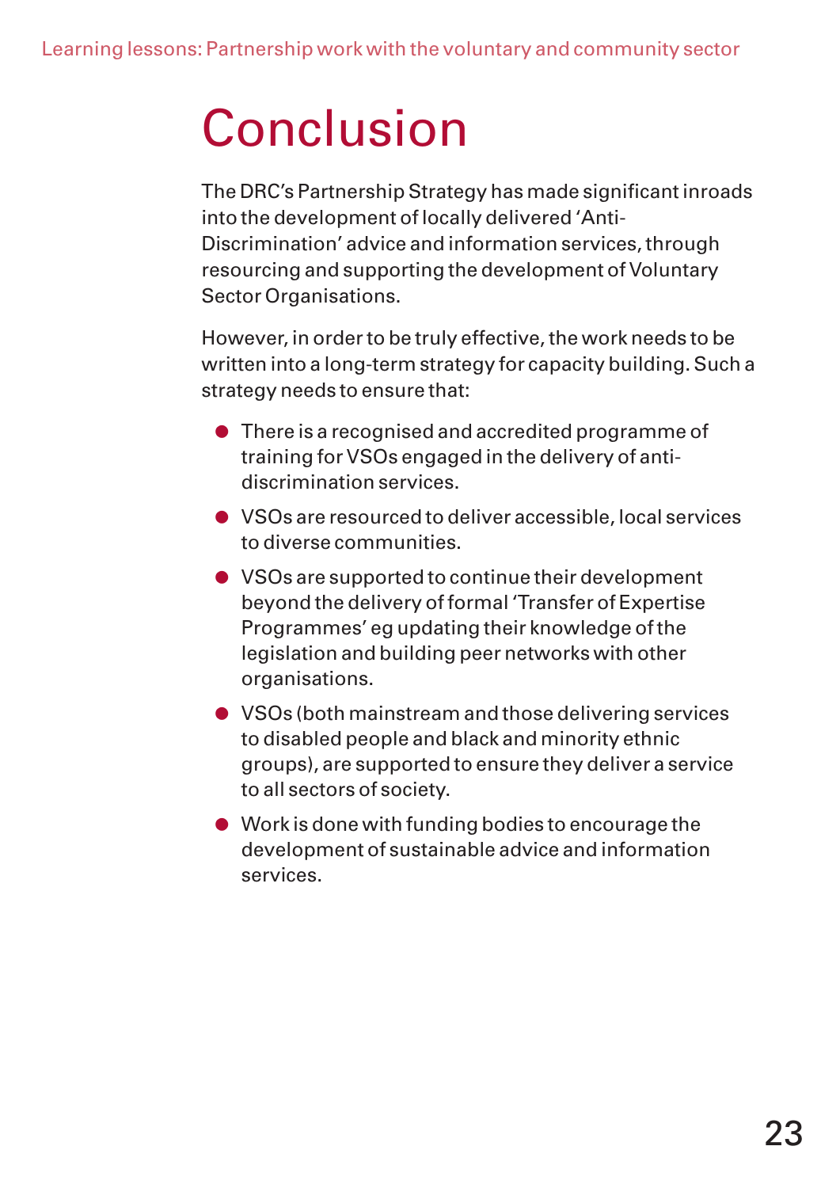# Conclusion

The DRC's Partnership Strategy has made significant inroads into the development of locally delivered 'Anti-Discrimination' advice and information services, through resourcing and supporting the development of Voluntary Sector Organisations.

However, in order to be truly effective, the work needs to be written into a long-term strategy for capacity building. Such a strategy needs to ensure that:

- There is a recognised and accredited programme of training for VSOs engaged in the delivery of anti-discrimination services.
- VSOs are resourced to deliver accessible, local services to diverse communities.
- VSOs are supported to continue their development beyond the delivery of formal 'Transfer of Expertise Programmes' eg updating their knowledge of the legislation and building peer networks with other organisations.
- VSOs (both mainstream and those delivering services to disabled people and black and minority ethnic groups), are supported to ensure they deliver a service to all sectors of society.
- Work is done with funding bodies to encourage the development of sustainable advice and information services.